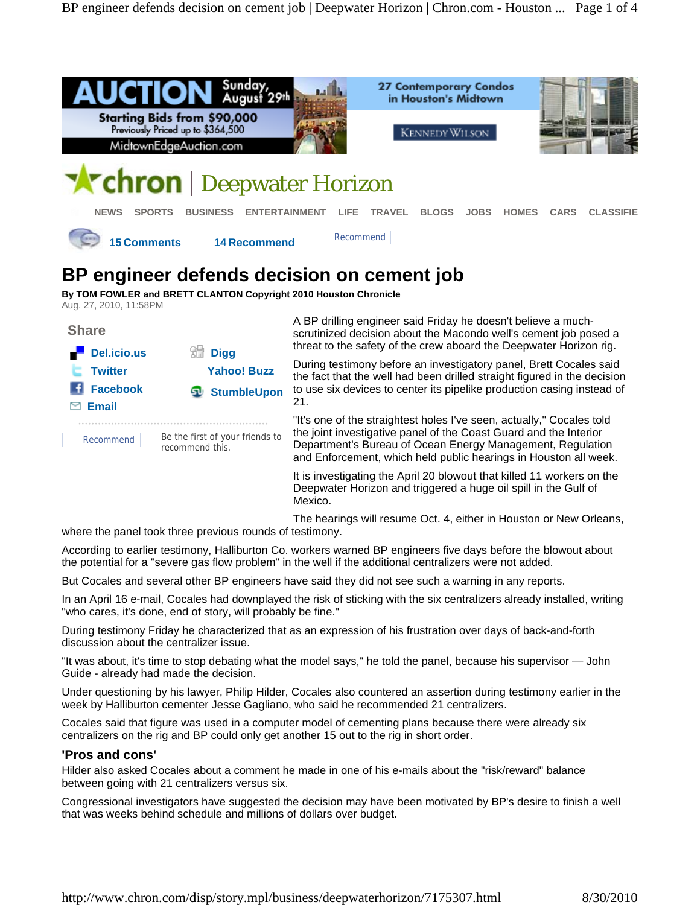# BP engineer defends decision on cement job

**By TOM FOWLER and BRETT CLANTON Copyright 2010 Houston Chronicle**
Aug. 27, 2010, 11:58PM

A BP drilling engineer said Friday he doesn't believe a much-scrutinized decision about the Macondo well's cement job posed a threat to the safety of the crew aboard the Deepwater Horizon rig.

During testimony before an investigatory panel, Brett Cocales said the fact that the well had been drilled straight figured in the decision to use six devices to center its pipelike production casing instead of 21.

"It's one of the straightest holes I've seen, actually," Cocales told the joint investigative panel of the Coast Guard and the Interior Department's Bureau of Ocean Energy Management, Regulation and Enforcement, which held public hearings in Houston all week.

It is investigating the April 20 blowout that killed 11 workers on the Deepwater Horizon and triggered a huge oil spill in the Gulf of Mexico.

The hearings will resume Oct. 4, either in Houston or New Orleans, where the panel took three previous rounds of testimony.

According to earlier testimony, Halliburton Co. workers warned BP engineers five days before the blowout about the potential for a "severe gas flow problem" in the well if the additional centralizers were not added.

But Cocales and several other BP engineers have said they did not see such a warning in any reports.

In an April 16 e-mail, Cocales had downplayed the risk of sticking with the six centralizers already installed, writing "who cares, it's done, end of story, will probably be fine."

During testimony Friday he characterized that as an expression of his frustration over days of back-and-forth discussion about the centralizer issue.

"It was about, it's time to stop debating what the model says," he told the panel, because his supervisor — John Guide - already had made the decision.

Under questioning by his lawyer, Philip Hilder, Cocales also countered an assertion during testimony earlier in the week by Halliburton cementer Jesse Gagliano, who said he recommended 21 centralizers.

Cocales said that figure was used in a computer model of cementing plans because there were already six centralizers on the rig and BP could only get another 15 out to the rig in short order.

## 'Pros and cons'

Hilder also asked Cocales about a comment he made in one of his e-mails about the "risk/reward" balance between going with 21 centralizers versus six.

Congressional investigators have suggested the decision may have been motivated by BP's desire to finish a well that was weeks behind schedule and millions of dollars over budget.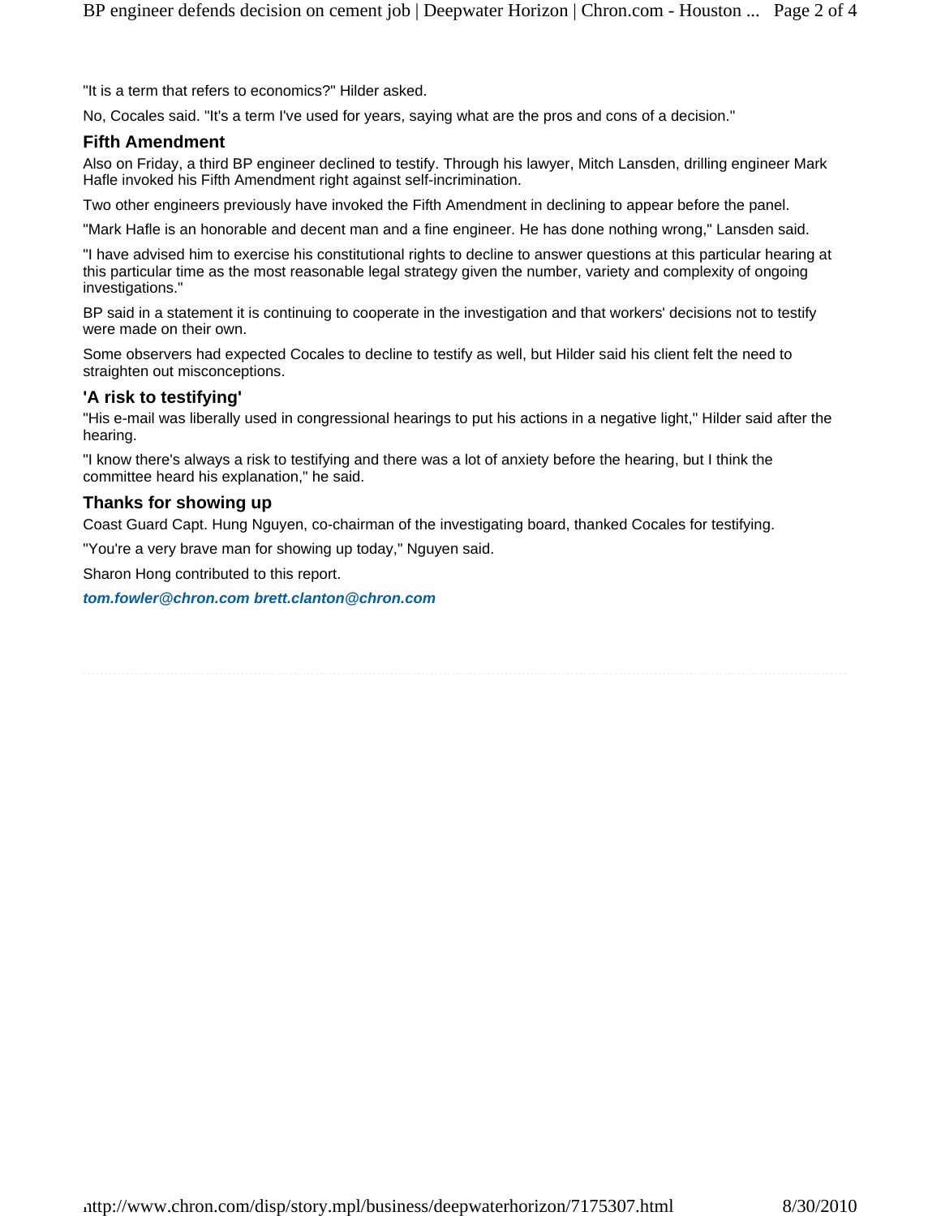"It is a term that refers to economics?" Hilder asked.

No, Cocales said. "It's a term I've used for years, saying what are the pros and cons of a decision."

### Fifth Amendment

Also on Friday, a third BP engineer declined to testify. Through his lawyer, Mitch Lansden, drilling engineer Mark Hafle invoked his Fifth Amendment right against self-incrimination.

Two other engineers previously have invoked the Fifth Amendment in declining to appear before the panel.

"Mark Hafle is an honorable and decent man and a fine engineer. He has done nothing wrong," Lansden said.

"I have advised him to exercise his constitutional rights to decline to answer questions at this particular hearing at this particular time as the most reasonable legal strategy given the number, variety and complexity of ongoing investigations."

BP said in a statement it is continuing to cooperate in the investigation and that workers' decisions not to testify were made on their own.

Some observers had expected Cocales to decline to testify as well, but Hilder said his client felt the need to straighten out misconceptions.

### 'A risk to testifying'

"His e-mail was liberally used in congressional hearings to put his actions in a negative light," Hilder said after the hearing.

"I know there's always a risk to testifying and there was a lot of anxiety before the hearing, but I think the committee heard his explanation," he said.

### Thanks for showing up

Coast Guard Capt. Hung Nguyen, co-chairman of the investigating board, thanked Cocales for testifying.

"You're a very brave man for showing up today," Nguyen said.

Sharon Hong contributed to this report.

***tom.fowler@chron.com brett.clanton@chron.com***